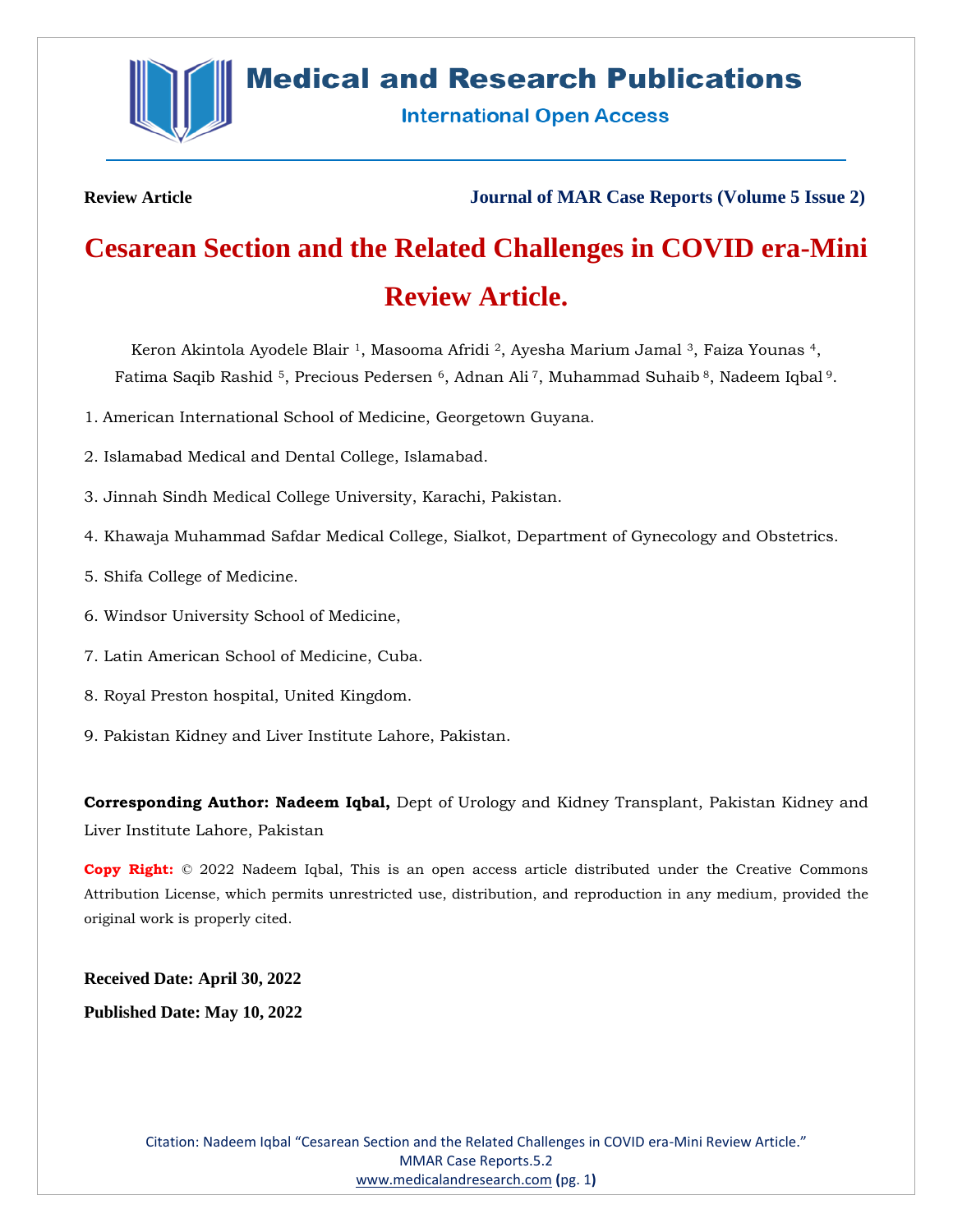Review Article

# Cesarean Section and the Related Challenges in COVID era-Mini Review Article.

Keron Akintola Ayodele Blair [1], Masooma Afridi [2], Ayesha Marium Jamal [3], Faiza Younas [4], Fatima Saqib Rashid [5], Precious Pedersen [6], Adnan Ali [7], Muhammad Suhaib [8], Nadeem Iqbal [9].

1. American International School of Medicine, Georgetown Guyana.
2. Islamabad Medical and Dental College, Islamabad.
3. Jinnah Sindh Medical College University, Karachi, Pakistan.
4. Khawaja Muhammad Safdar Medical College, Sialkot, Department of Gynecology and Obstetrics.
5. Shifa College of Medicine.
6. Windsor University School of Medicine,
7. Latin American School of Medicine, Cuba.
8. Royal Preston hospital, United Kingdom.
9. Pakistan Kidney and Liver Institute Lahore, Pakistan.

**Corresponding Author: Nadeem Iqbal,** Dept of Urology and Kidney Transplant, Pakistan Kidney and Liver Institute Lahore, Pakistan

**Copy Right:** © 2022 Nadeem Iqbal, This is an open access article distributed under the Creative Commons Attribution License, which permits unrestricted use, distribution, and reproduction in any medium, provided the original work is properly cited.

**Received Date: April 30, 2022**

**Published Date: May 10, 2022**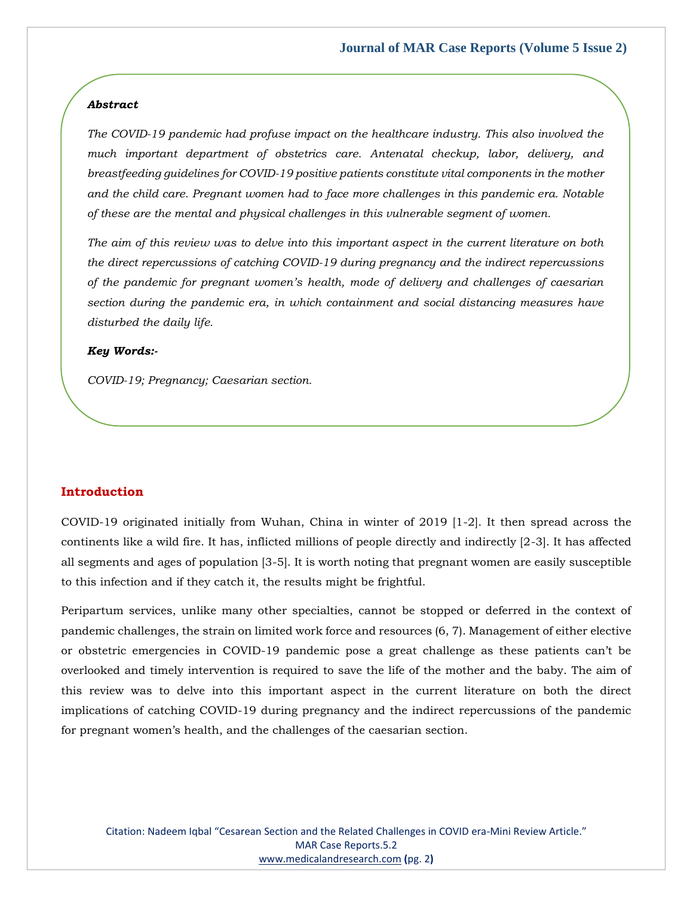***Abstract***

*The COVID-19 pandemic had profuse impact on the healthcare industry. This also involved the much important department of obstetrics care. Antenatal checkup, labor, delivery, and breastfeeding guidelines for COVID-19 positive patients constitute vital components in the mother and the child care. Pregnant women had to face more challenges in this pandemic era. Notable of these are the mental and physical challenges in this vulnerable segment of women.*

*The aim of this review was to delve into this important aspect in the current literature on both the direct repercussions of catching COVID-19 during pregnancy and the indirect repercussions of the pandemic for pregnant women's health, mode of delivery and challenges of caesarian section during the pandemic era, in which containment and social distancing measures have disturbed the daily life.*

***Key Words:-***

*COVID-19; Pregnancy; Caesarian section.*

## Introduction

COVID-19 originated initially from Wuhan, China in winter of 2019 [1-2]. It then spread across the continents like a wild fire. It has, inflicted millions of people directly and indirectly [2-3]. It has affected all segments and ages of population [3-5]. It is worth noting that pregnant women are easily susceptible to this infection and if they catch it, the results might be frightful.

Peripartum services, unlike many other specialties, cannot be stopped or deferred in the context of pandemic challenges, the strain on limited work force and resources (6, 7). Management of either elective or obstetric emergencies in COVID-19 pandemic pose a great challenge as these patients can't be overlooked and timely intervention is required to save the life of the mother and the baby. The aim of this review was to delve into this important aspect in the current literature on both the direct implications of catching COVID-19 during pregnancy and the indirect repercussions of the pandemic for pregnant women's health, and the challenges of the caesarian section.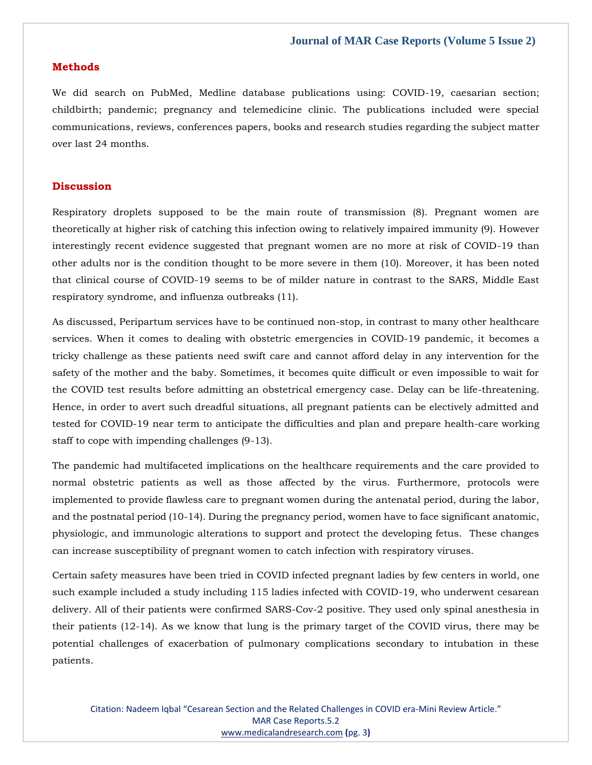## Methods

We did search on PubMed, Medline database publications using: COVID-19, caesarian section; childbirth; pandemic; pregnancy and telemedicine clinic. The publications included were special communications, reviews, conferences papers, books and research studies regarding the subject matter over last 24 months.

## Discussion

Respiratory droplets supposed to be the main route of transmission (8). Pregnant women are theoretically at higher risk of catching this infection owing to relatively impaired immunity (9). However interestingly recent evidence suggested that pregnant women are no more at risk of COVID-19 than other adults nor is the condition thought to be more severe in them (10). Moreover, it has been noted that clinical course of COVID-19 seems to be of milder nature in contrast to the SARS, Middle East respiratory syndrome, and influenza outbreaks (11).

As discussed, Peripartum services have to be continued non-stop, in contrast to many other healthcare services. When it comes to dealing with obstetric emergencies in COVID-19 pandemic, it becomes a tricky challenge as these patients need swift care and cannot afford delay in any intervention for the safety of the mother and the baby. Sometimes, it becomes quite difficult or even impossible to wait for the COVID test results before admitting an obstetrical emergency case. Delay can be life-threatening. Hence, in order to avert such dreadful situations, all pregnant patients can be electively admitted and tested for COVID-19 near term to anticipate the difficulties and plan and prepare health-care working staff to cope with impending challenges (9-13).

The pandemic had multifaceted implications on the healthcare requirements and the care provided to normal obstetric patients as well as those affected by the virus. Furthermore, protocols were implemented to provide flawless care to pregnant women during the antenatal period, during the labor, and the postnatal period (10-14). During the pregnancy period, women have to face significant anatomic, physiologic, and immunologic alterations to support and protect the developing fetus. These changes can increase susceptibility of pregnant women to catch infection with respiratory viruses.

Certain safety measures have been tried in COVID infected pregnant ladies by few centers in world, one such example included a study including 115 ladies infected with COVID-19, who underwent cesarean delivery. All of their patients were confirmed SARS-Cov-2 positive. They used only spinal anesthesia in their patients (12-14). As we know that lung is the primary target of the COVID virus, there may be potential challenges of exacerbation of pulmonary complications secondary to intubation in these patients.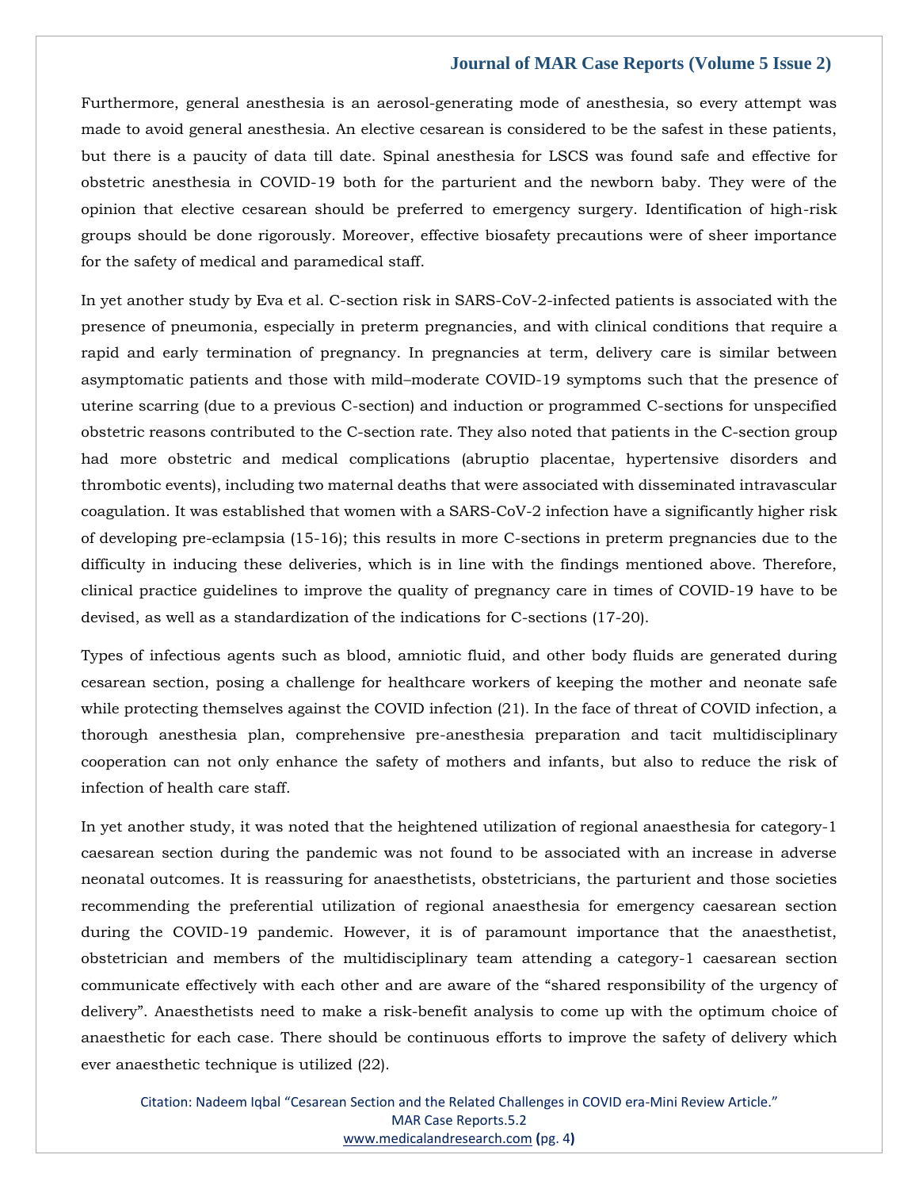Furthermore, general anesthesia is an aerosol-generating mode of anesthesia, so every attempt was made to avoid general anesthesia. An elective cesarean is considered to be the safest in these patients, but there is a paucity of data till date. Spinal anesthesia for LSCS was found safe and effective for obstetric anesthesia in COVID-19 both for the parturient and the newborn baby. They were of the opinion that elective cesarean should be preferred to emergency surgery. Identification of high-risk groups should be done rigorously. Moreover, effective biosafety precautions were of sheer importance for the safety of medical and paramedical staff.

In yet another study by Eva et al. C-section risk in SARS-CoV-2-infected patients is associated with the presence of pneumonia, especially in preterm pregnancies, and with clinical conditions that require a rapid and early termination of pregnancy. In pregnancies at term, delivery care is similar between asymptomatic patients and those with mild–moderate COVID-19 symptoms such that the presence of uterine scarring (due to a previous C-section) and induction or programmed C-sections for unspecified obstetric reasons contributed to the C-section rate. They also noted that patients in the C-section group had more obstetric and medical complications (abruptio placentae, hypertensive disorders and thrombotic events), including two maternal deaths that were associated with disseminated intravascular coagulation. It was established that women with a SARS-CoV-2 infection have a significantly higher risk of developing pre-eclampsia (15-16); this results in more C-sections in preterm pregnancies due to the difficulty in inducing these deliveries, which is in line with the findings mentioned above. Therefore, clinical practice guidelines to improve the quality of pregnancy care in times of COVID-19 have to be devised, as well as a standardization of the indications for C-sections (17-20).

Types of infectious agents such as blood, amniotic fluid, and other body fluids are generated during cesarean section, posing a challenge for healthcare workers of keeping the mother and neonate safe while protecting themselves against the COVID infection (21). In the face of threat of COVID infection, a thorough anesthesia plan, comprehensive pre-anesthesia preparation and tacit multidisciplinary cooperation can not only enhance the safety of mothers and infants, but also to reduce the risk of infection of health care staff.

In yet another study, it was noted that the heightened utilization of regional anaesthesia for category-1 caesarean section during the pandemic was not found to be associated with an increase in adverse neonatal outcomes. It is reassuring for anaesthetists, obstetricians, the parturient and those societies recommending the preferential utilization of regional anaesthesia for emergency caesarean section during the COVID-19 pandemic. However, it is of paramount importance that the anaesthetist, obstetrician and members of the multidisciplinary team attending a category-1 caesarean section communicate effectively with each other and are aware of the "shared responsibility of the urgency of delivery". Anaesthetists need to make a risk-benefit analysis to come up with the optimum choice of anaesthetic for each case. There should be continuous efforts to improve the safety of delivery which ever anaesthetic technique is utilized (22).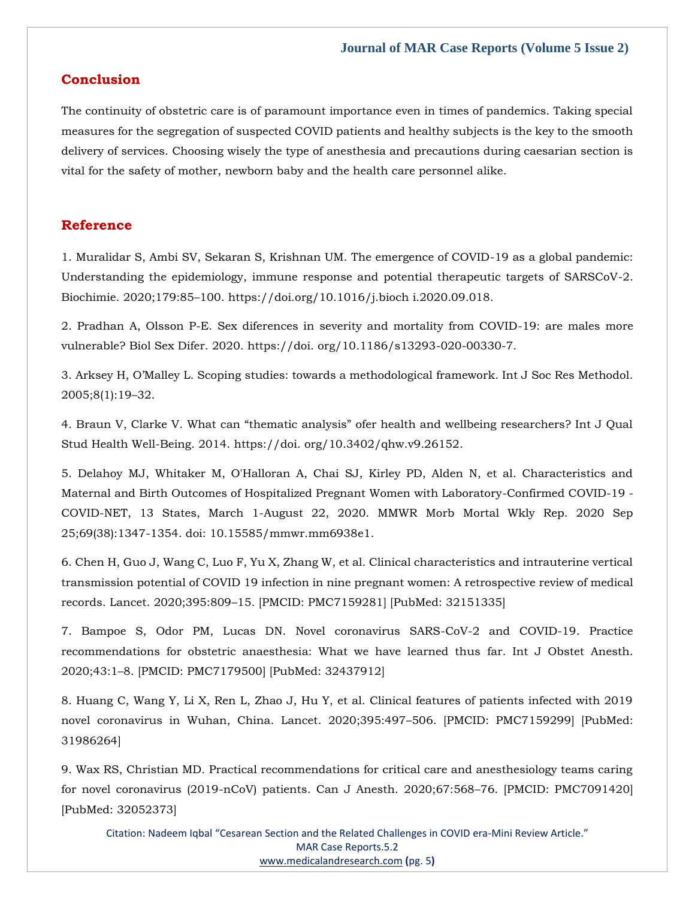## Conclusion

The continuity of obstetric care is of paramount importance even in times of pandemics. Taking special measures for the segregation of suspected COVID patients and healthy subjects is the key to the smooth delivery of services. Choosing wisely the type of anesthesia and precautions during caesarian section is vital for the safety of mother, newborn baby and the health care personnel alike.

## Reference

1. Muralidar S, Ambi SV, Sekaran S, Krishnan UM. The emergence of COVID-19 as a global pandemic: Understanding the epidemiology, immune response and potential therapeutic targets of SARSCoV-2. Biochimie. 2020;179:85–100. https://doi.org/10.1016/j.bioch i.2020.09.018.

2. Pradhan A, Olsson P-E. Sex diferences in severity and mortality from COVID-19: are males more vulnerable? Biol Sex Difer. 2020. https://doi. org/10.1186/s13293-020-00330-7.

3. Arksey H, O'Malley L. Scoping studies: towards a methodological framework. Int J Soc Res Methodol. 2005;8(1):19–32.

4. Braun V, Clarke V. What can "thematic analysis" ofer health and wellbeing researchers? Int J Qual Stud Health Well-Being. 2014. https://doi. org/10.3402/qhw.v9.26152.

5. Delahoy MJ, Whitaker M, O'Halloran A, Chai SJ, Kirley PD, Alden N, et al. Characteristics and Maternal and Birth Outcomes of Hospitalized Pregnant Women with Laboratory-Confirmed COVID-19 - COVID-NET, 13 States, March 1-August 22, 2020. MMWR Morb Mortal Wkly Rep. 2020 Sep 25;69(38):1347-1354. doi: 10.15585/mmwr.mm6938e1.

6. Chen H, Guo J, Wang C, Luo F, Yu X, Zhang W, et al. Clinical characteristics and intrauterine vertical transmission potential of COVID 19 infection in nine pregnant women: A retrospective review of medical records. Lancet. 2020;395:809–15. [PMCID: PMC7159281] [PubMed: 32151335]

7. Bampoe S, Odor PM, Lucas DN. Novel coronavirus SARS-CoV-2 and COVID-19. Practice recommendations for obstetric anaesthesia: What we have learned thus far. Int J Obstet Anesth. 2020;43:1–8. [PMCID: PMC7179500] [PubMed: 32437912]

8. Huang C, Wang Y, Li X, Ren L, Zhao J, Hu Y, et al. Clinical features of patients infected with 2019 novel coronavirus in Wuhan, China. Lancet. 2020;395:497–506. [PMCID: PMC7159299] [PubMed: 31986264]

9. Wax RS, Christian MD. Practical recommendations for critical care and anesthesiology teams caring for novel coronavirus (2019-nCoV) patients. Can J Anesth. 2020;67:568–76. [PMCID: PMC7091420] [PubMed: 32052373]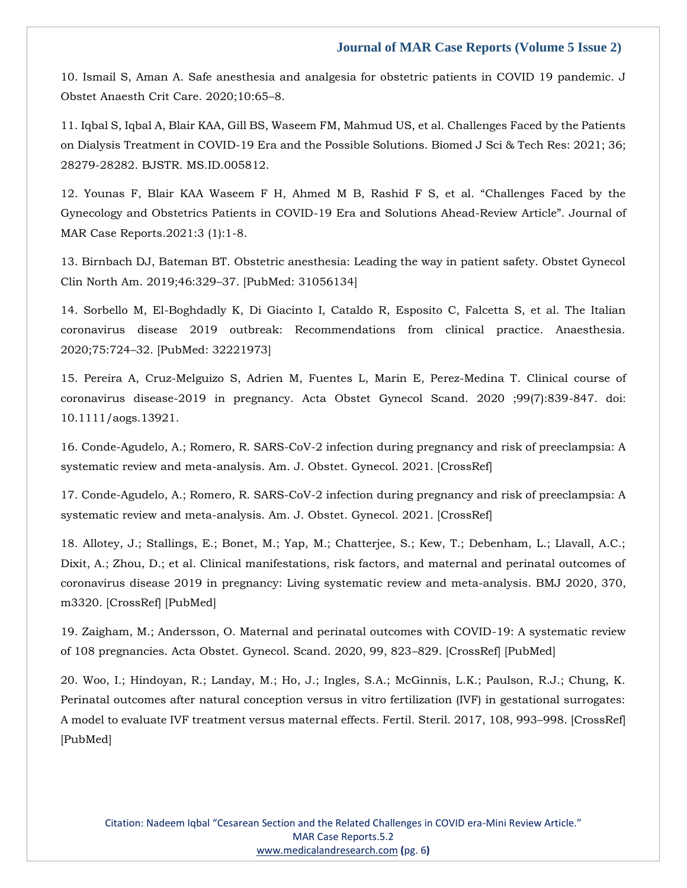10. Ismail S, Aman A. Safe anesthesia and analgesia for obstetric patients in COVID 19 pandemic. J Obstet Anaesth Crit Care. 2020;10:65–8.

11. Iqbal S, Iqbal A, Blair KAA, Gill BS, Waseem FM, Mahmud US, et al. Challenges Faced by the Patients on Dialysis Treatment in COVID-19 Era and the Possible Solutions. Biomed J Sci & Tech Res: 2021; 36; 28279-28282. BJSTR. MS.ID.005812.

12. Younas F, Blair KAA Waseem F H, Ahmed M B, Rashid F S, et al. "Challenges Faced by the Gynecology and Obstetrics Patients in COVID-19 Era and Solutions Ahead-Review Article". Journal of MAR Case Reports.2021:3 (1):1-8.

13. Birnbach DJ, Bateman BT. Obstetric anesthesia: Leading the way in patient safety. Obstet Gynecol Clin North Am. 2019;46:329–37. [PubMed: 31056134]

14. Sorbello M, El-Boghdadly K, Di Giacinto I, Cataldo R, Esposito C, Falcetta S, et al. The Italian coronavirus disease 2019 outbreak: Recommendations from clinical practice. Anaesthesia. 2020;75:724–32. [PubMed: 32221973]

15. Pereira A, Cruz-Melguizo S, Adrien M, Fuentes L, Marin E, Perez-Medina T. Clinical course of coronavirus disease-2019 in pregnancy. Acta Obstet Gynecol Scand. 2020 ;99(7):839-847. doi: 10.1111/aogs.13921.

16. Conde-Agudelo, A.; Romero, R. SARS-CoV-2 infection during pregnancy and risk of preeclampsia: A systematic review and meta-analysis. Am. J. Obstet. Gynecol. 2021. [CrossRef]

17. Conde-Agudelo, A.; Romero, R. SARS-CoV-2 infection during pregnancy and risk of preeclampsia: A systematic review and meta-analysis. Am. J. Obstet. Gynecol. 2021. [CrossRef]

18. Allotey, J.; Stallings, E.; Bonet, M.; Yap, M.; Chatterjee, S.; Kew, T.; Debenham, L.; Llavall, A.C.; Dixit, A.; Zhou, D.; et al. Clinical manifestations, risk factors, and maternal and perinatal outcomes of coronavirus disease 2019 in pregnancy: Living systematic review and meta-analysis. BMJ 2020, 370, m3320. [CrossRef] [PubMed]

19. Zaigham, M.; Andersson, O. Maternal and perinatal outcomes with COVID-19: A systematic review of 108 pregnancies. Acta Obstet. Gynecol. Scand. 2020, 99, 823–829. [CrossRef] [PubMed]

20. Woo, I.; Hindoyan, R.; Landay, M.; Ho, J.; Ingles, S.A.; McGinnis, L.K.; Paulson, R.J.; Chung, K. Perinatal outcomes after natural conception versus in vitro fertilization (IVF) in gestational surrogates: A model to evaluate IVF treatment versus maternal effects. Fertil. Steril. 2017, 108, 993–998. [CrossRef] [PubMed]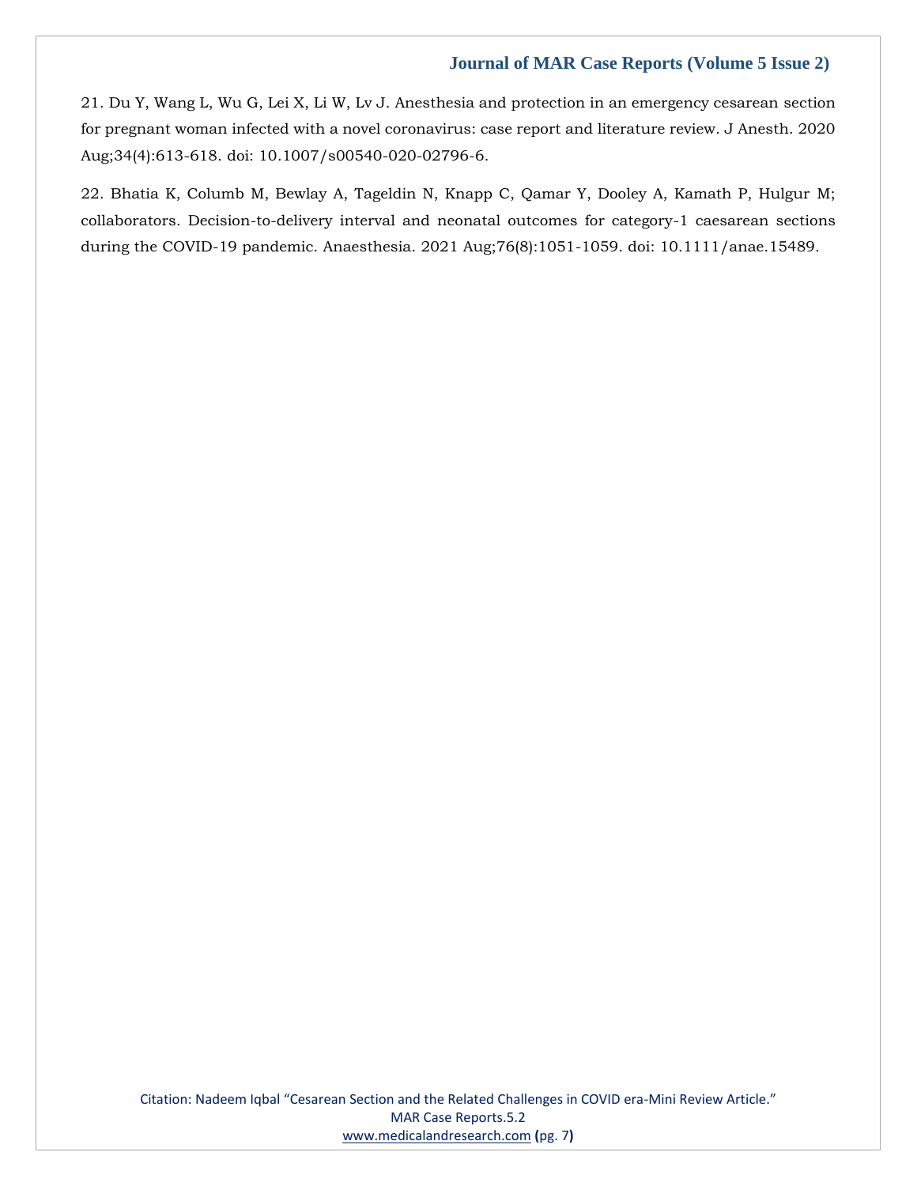21. Du Y, Wang L, Wu G, Lei X, Li W, Lv J. Anesthesia and protection in an emergency cesarean section for pregnant woman infected with a novel coronavirus: case report and literature review. J Anesth. 2020 Aug;34(4):613-618. doi: 10.1007/s00540-020-02796-6.

22. Bhatia K, Columb M, Bewlay A, Tageldin N, Knapp C, Qamar Y, Dooley A, Kamath P, Hulgur M; collaborators. Decision-to-delivery interval and neonatal outcomes for category-1 caesarean sections during the COVID-19 pandemic. Anaesthesia. 2021 Aug;76(8):1051-1059. doi: 10.1111/anae.15489.